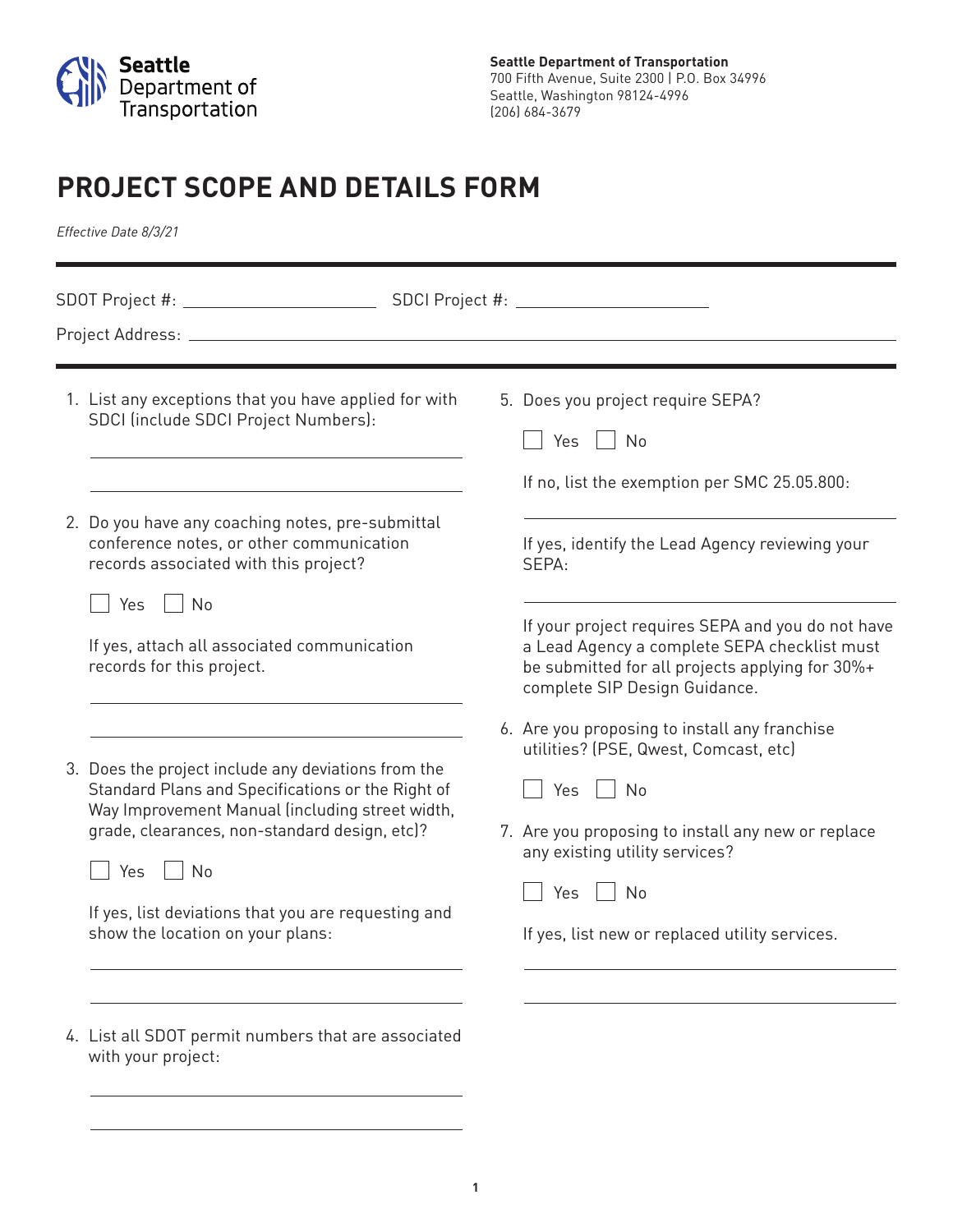Seattle Department of Transportation

**Seattle Department of Transportation**
700 Fifth Avenue, Suite 2300 | P.O. Box 34996
Seattle, Washington 98124-4996
(206) 684-3679

# PROJECT SCOPE AND DETAILS FORM

*Effective Date 8/3/21*

---

SDOT Project #: ____________________ SDCI Project #: ____________________

Project Address: ________________________________________________

---

1. List any exceptions that you have applied for with SDCI (include SDCI Project Numbers):

   ________________________________________

   ________________________________________

2. Do you have any coaching notes, pre-submittal conference notes, or other communication records associated with this project?

   ☐ Yes ☐ No

   If yes, attach all associated communication records for this project.

   ________________________________________

   ________________________________________

3. Does the project include any deviations from the Standard Plans and Specifications or the Right of Way Improvement Manual (including street width, grade, clearances, non-standard design, etc)?

   ☐ Yes ☐ No

   If yes, list deviations that you are requesting and show the location on your plans:

   ________________________________________

   ________________________________________

4. List all SDOT permit numbers that are associated with your project:

   ________________________________________

   ________________________________________

5. Does you project require SEPA?

   ☐ Yes ☐ No

   If no, list the exemption per SMC 25.05.800:

   ________________________________________

   If yes, identify the Lead Agency reviewing your SEPA:

   ________________________________________

   If your project requires SEPA and you do not have a Lead Agency a complete SEPA checklist must be submitted for all projects applying for 30%+ complete SIP Design Guidance.

6. Are you proposing to install any franchise utilities? (PSE, Qwest, Comcast, etc)

   ☐ Yes ☐ No

7. Are you proposing to install any new or replace any existing utility services?

   ☐ Yes ☐ No

   If yes, list new or replaced utility services.

   ________________________________________

   ________________________________________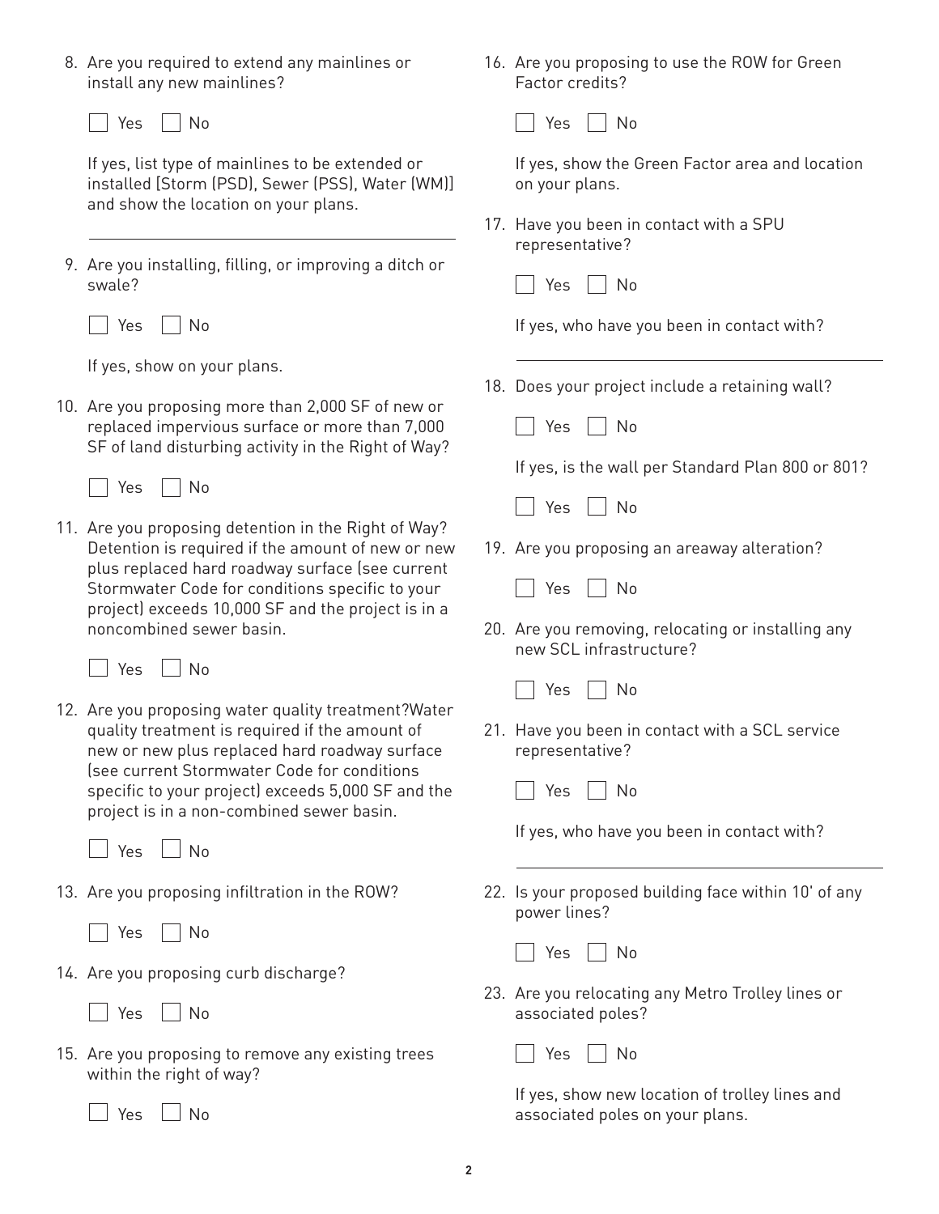8. Are you required to extend any mainlines or install any new mainlines?

   ☐ Yes ☐ No

   If yes, list type of mainlines to be extended or installed [Storm (PSD), Sewer (PSS), Water (WM)] and show the location on your plans.

   ______________________________

9. Are you installing, filling, or improving a ditch or swale?

   ☐ Yes ☐ No

   If yes, show on your plans.

10. Are you proposing more than 2,000 SF of new or replaced impervious surface or more than 7,000 SF of land disturbing activity in the Right of Way?

    ☐ Yes ☐ No

11. Are you proposing detention in the Right of Way? Detention is required if the amount of new or new plus replaced hard roadway surface (see current Stormwater Code for conditions specific to your project) exceeds 10,000 SF and the project is in a noncombined sewer basin.

    ☐ Yes ☐ No

12. Are you proposing water quality treatment?Water quality treatment is required if the amount of new or new plus replaced hard roadway surface (see current Stormwater Code for conditions specific to your project) exceeds 5,000 SF and the project is in a non-combined sewer basin.

    ☐ Yes ☐ No

13. Are you proposing infiltration in the ROW?

    ☐ Yes ☐ No

14. Are you proposing curb discharge?

    ☐ Yes ☐ No

15. Are you proposing to remove any existing trees within the right of way?

    ☐ Yes ☐ No

16. Are you proposing to use the ROW for Green Factor credits?

    ☐ Yes ☐ No

    If yes, show the Green Factor area and location on your plans.

17. Have you been in contact with a SPU representative?

    ☐ Yes ☐ No

    If yes, who have you been in contact with?

    ______________________________

18. Does your project include a retaining wall?

    ☐ Yes ☐ No

    If yes, is the wall per Standard Plan 800 or 801?

    ☐ Yes ☐ No

19. Are you proposing an areaway alteration?

    ☐ Yes ☐ No

20. Are you removing, relocating or installing any new SCL infrastructure?

    ☐ Yes ☐ No

21. Have you been in contact with a SCL service representative?

    ☐ Yes ☐ No

    If yes, who have you been in contact with?

    ______________________________

22. Is your proposed building face within 10' of any power lines?

    ☐ Yes ☐ No

23. Are you relocating any Metro Trolley lines or associated poles?

    ☐ Yes ☐ No

    If yes, show new location of trolley lines and associated poles on your plans.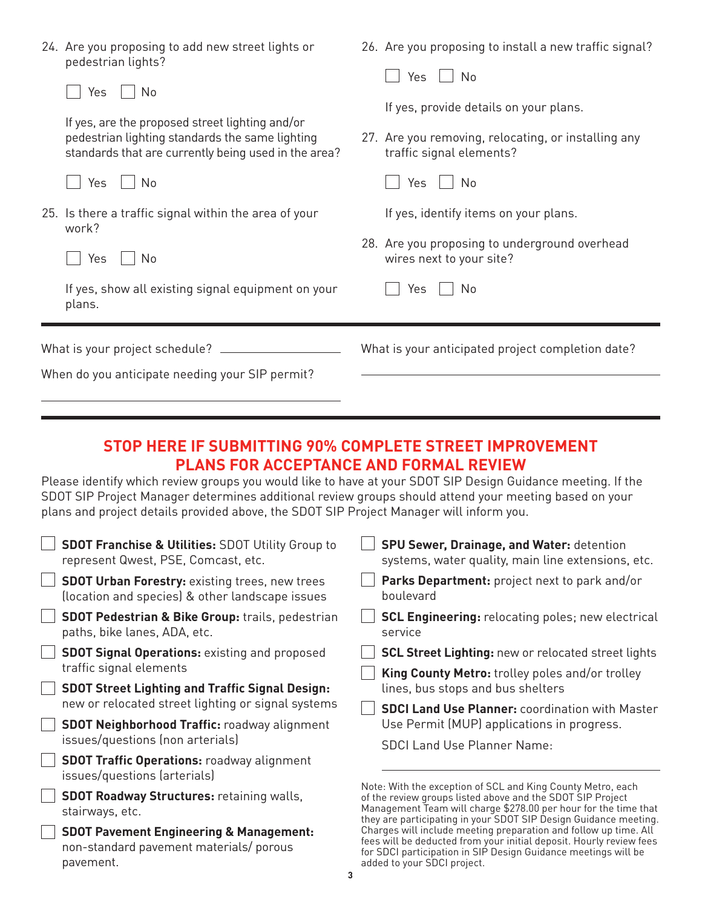24. Are you proposing to add new street lights or pedestrian lights?

    ☐ Yes ☐ No

    If yes, are the proposed street lighting and/or pedestrian lighting standards the same lighting standards that are currently being used in the area?

    ☐ Yes ☐ No

25. Is there a traffic signal within the area of your work?

    ☐ Yes ☐ No

    If yes, show all existing signal equipment on your plans.

26. Are you proposing to install a new traffic signal?

    ☐ Yes ☐ No

    If yes, provide details on your plans.

27. Are you removing, relocating, or installing any traffic signal elements?

    ☐ Yes ☐ No

    If yes, identify items on your plans.

28. Are you proposing to underground overhead wires next to your site?

    ☐ Yes ☐ No

---

What is your project schedule? ____________________

When do you anticipate needing your SIP permit?

____________________

What is your anticipated project completion date?

____________________

---

## STOP HERE IF SUBMITTING 90% COMPLETE STREET IMPROVEMENT PLANS FOR ACCEPTANCE AND FORMAL REVIEW

Please identify which review groups you would like to have at your SDOT SIP Design Guidance meeting. If the SDOT SIP Project Manager determines additional review groups should attend your meeting based on your plans and project details provided above, the SDOT SIP Project Manager will inform you.

- ☐ **SDOT Franchise & Utilities:** SDOT Utility Group to represent Qwest, PSE, Comcast, etc.
- ☐ **SDOT Urban Forestry:** existing trees, new trees (location and species) & other landscape issues
- ☐ **SDOT Pedestrian & Bike Group:** trails, pedestrian paths, bike lanes, ADA, etc.
- ☐ **SDOT Signal Operations:** existing and proposed traffic signal elements
- ☐ **SDOT Street Lighting and Traffic Signal Design:** new or relocated street lighting or signal systems
- ☐ **SDOT Neighborhood Traffic:** roadway alignment issues/questions (non arterials)
- ☐ **SDOT Traffic Operations:** roadway alignment issues/questions (arterials)
- ☐ **SDOT Roadway Structures:** retaining walls, stairways, etc.
- ☐ **SDOT Pavement Engineering & Management:** non-standard pavement materials/ porous pavement.
- ☐ **SPU Sewer, Drainage, and Water:** detention systems, water quality, main line extensions, etc.
- ☐ **Parks Department:** project next to park and/or boulevard
- ☐ **SCL Engineering:** relocating poles; new electrical service
- ☐ **SCL Street Lighting:** new or relocated street lights
- ☐ **King County Metro:** trolley poles and/or trolley lines, bus stops and bus shelters
- ☐ **SDCI Land Use Planner:** coordination with Master Use Permit (MUP) applications in progress.

  SDCI Land Use Planner Name: ____________________

Note: With the exception of SCL and King County Metro, each of the review groups listed above and the SDOT SIP Project Management Team will charge $278.00 per hour for the time that they are participating in your SDOT SIP Design Guidance meeting. Charges will include meeting preparation and follow up time. All fees will be deducted from your initial deposit. Hourly review fees for SDCI participation in SIP Design Guidance meetings will be added to your SDCI project.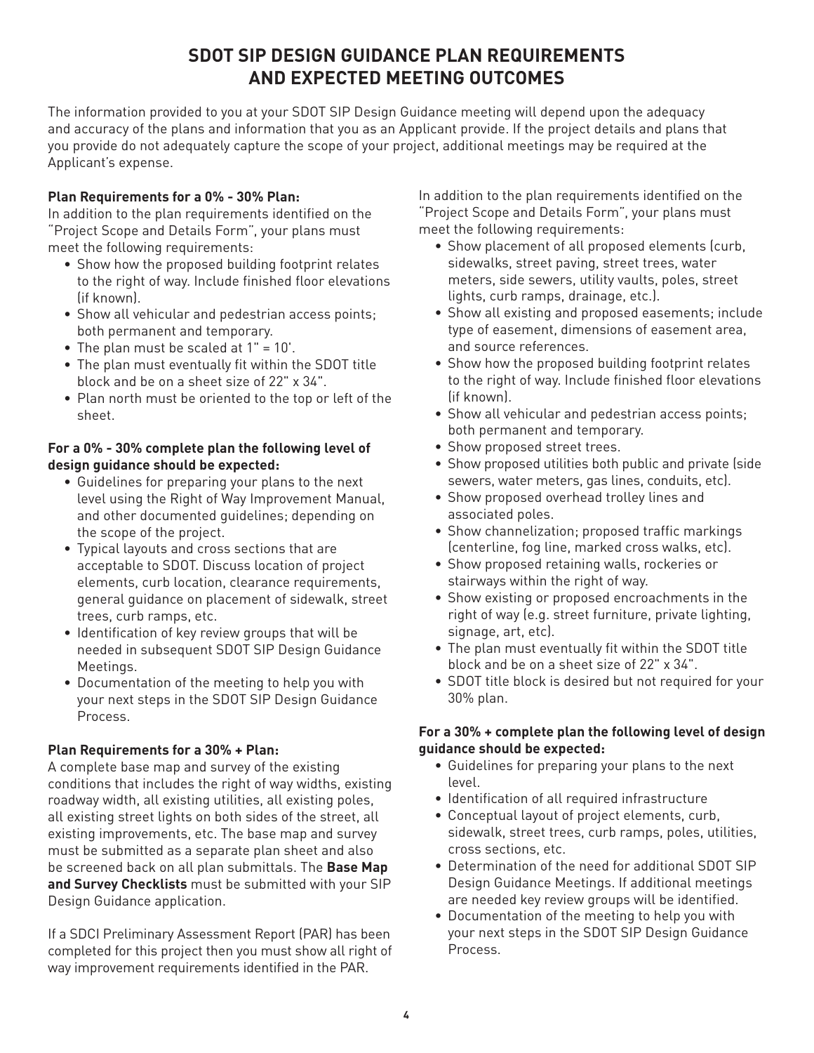# SDOT SIP DESIGN GUIDANCE PLAN REQUIREMENTS AND EXPECTED MEETING OUTCOMES

The information provided to you at your SDOT SIP Design Guidance meeting will depend upon the adequacy and accuracy of the plans and information that you as an Applicant provide. If the project details and plans that you provide do not adequately capture the scope of your project, additional meetings may be required at the Applicant's expense.

**Plan Requirements for a 0% - 30% Plan:**

In addition to the plan requirements identified on the "Project Scope and Details Form", your plans must meet the following requirements:

- Show how the proposed building footprint relates to the right of way. Include finished floor elevations (if known).
- Show all vehicular and pedestrian access points; both permanent and temporary.
- The plan must be scaled at 1" = 10'.
- The plan must eventually fit within the SDOT title block and be on a sheet size of 22" x 34".
- Plan north must be oriented to the top or left of the sheet.

**For a 0% - 30% complete plan the following level of design guidance should be expected:**

- Guidelines for preparing your plans to the next level using the Right of Way Improvement Manual, and other documented guidelines; depending on the scope of the project.
- Typical layouts and cross sections that are acceptable to SDOT. Discuss location of project elements, curb location, clearance requirements, general guidance on placement of sidewalk, street trees, curb ramps, etc.
- Identification of key review groups that will be needed in subsequent SDOT SIP Design Guidance Meetings.
- Documentation of the meeting to help you with your next steps in the SDOT SIP Design Guidance Process.

**Plan Requirements for a 30% + Plan:**

A complete base map and survey of the existing conditions that includes the right of way widths, existing roadway width, all existing utilities, all existing poles, all existing street lights on both sides of the street, all existing improvements, etc. The base map and survey must be submitted as a separate plan sheet and also be screened back on all plan submittals. The **Base Map and Survey Checklists** must be submitted with your SIP Design Guidance application.

If a SDCI Preliminary Assessment Report (PAR) has been completed for this project then you must show all right of way improvement requirements identified in the PAR.

In addition to the plan requirements identified on the "Project Scope and Details Form", your plans must meet the following requirements:

- Show placement of all proposed elements (curb, sidewalks, street paving, street trees, water meters, side sewers, utility vaults, poles, street lights, curb ramps, drainage, etc.).
- Show all existing and proposed easements; include type of easement, dimensions of easement area, and source references.
- Show how the proposed building footprint relates to the right of way. Include finished floor elevations (if known).
- Show all vehicular and pedestrian access points; both permanent and temporary.
- Show proposed street trees.
- Show proposed utilities both public and private (side sewers, water meters, gas lines, conduits, etc).
- Show proposed overhead trolley lines and associated poles.
- Show channelization; proposed traffic markings (centerline, fog line, marked cross walks, etc).
- Show proposed retaining walls, rockeries or stairways within the right of way.
- Show existing or proposed encroachments in the right of way (e.g. street furniture, private lighting, signage, art, etc).
- The plan must eventually fit within the SDOT title block and be on a sheet size of 22" x 34".
- SDOT title block is desired but not required for your 30% plan.

**For a 30% + complete plan the following level of design guidance should be expected:**

- Guidelines for preparing your plans to the next level.
- Identification of all required infrastructure
- Conceptual layout of project elements, curb, sidewalk, street trees, curb ramps, poles, utilities, cross sections, etc.
- Determination of the need for additional SDOT SIP Design Guidance Meetings. If additional meetings are needed key review groups will be identified.
- Documentation of the meeting to help you with your next steps in the SDOT SIP Design Guidance Process.